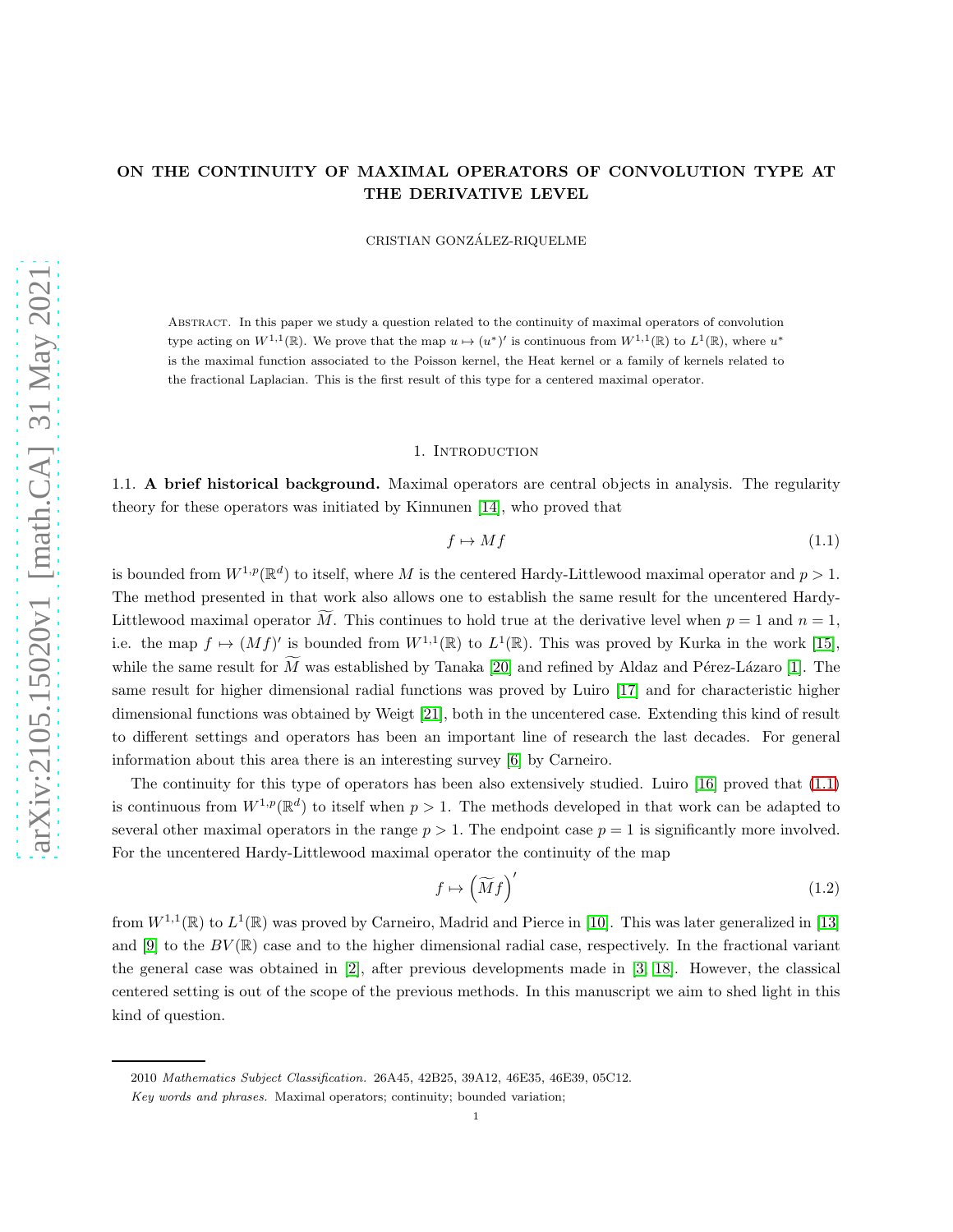# ON THE CONTINUITY OF MAXIMAL OPERATORS OF CONVOLUTION TYPE AT THE DERIVATIVE LEVEL

CRISTIAN GONZÁLEZ-RIQUELME

Abstract. In this paper we study a question related to the continuity of maximal operators of convolution type acting on $W^{1,1}(\mathbb{R})$. We prove that the map $u \mapsto (u^*)'$ is continuous from $W^{1,1}(\mathbb{R})$ to $L^1(\mathbb{R})$, where $u^*$ is the maximal function associated to the Poisson kernel, the Heat kernel or a family of kernels related to the fractional Laplacian. This is the first result of this type for a centered maximal operator.

## 1. Introduction

1.1. **A brief historical background.** Maximal operators are central objects in analysis. The regularity theory for these operators was initiated by Kinnunen [14], who proved that

$$f \mapsto Mf \tag{1.1}$$

is bounded from $W^{1,p}(\mathbb{R}^d)$ to itself, where $M$ is the centered Hardy-Littlewood maximal operator and $p > 1$. The method presented in that work also allows one to establish the same result for the uncentered Hardy-Littlewood maximal operator $\widetilde{M}$. This continues to hold true at the derivative level when $p = 1$ and $n = 1$, i.e. the map $f \mapsto (Mf)'$ is bounded from $W^{1,1}(\mathbb{R})$ to $L^1(\mathbb{R})$. This was proved by Kurka in the work [15], while the same result for $\widetilde{M}$ was established by Tanaka [20] and refined by Aldaz and Pérez-Lázaro [1]. The same result for higher dimensional radial functions was proved by Luiro [17] and for characteristic higher dimensional functions was obtained by Weigt [21], both in the uncentered case. Extending this kind of result to different settings and operators has been an important line of research the last decades. For general information about this area there is an interesting survey [6] by Carneiro.

The continuity for this type of operators has been also extensively studied. Luiro [16] proved that (1.1) is continuous from $W^{1,p}(\mathbb{R}^d)$ to itself when $p > 1$. The methods developed in that work can be adapted to several other maximal operators in the range $p > 1$. The endpoint case $p = 1$ is significantly more involved. For the uncentered Hardy-Littlewood maximal operator the continuity of the map

$$f \mapsto \left(\widetilde{M}f\right)' \tag{1.2}$$

from $W^{1,1}(\mathbb{R})$ to $L^1(\mathbb{R})$ was proved by Carneiro, Madrid and Pierce in [10]. This was later generalized in [13] and [9] to the $BV(\mathbb{R})$ case and to the higher dimensional radial case, respectively. In the fractional variant the general case was obtained in [2], after previous developments made in [3, 18]. However, the classical centered setting is out of the scope of the previous methods. In this manuscript we aim to shed light in this kind of question.

2010 *Mathematics Subject Classification.* 26A45, 42B25, 39A12, 46E35, 46E39, 05C12.

*Key words and phrases.* Maximal operators; continuity; bounded variation;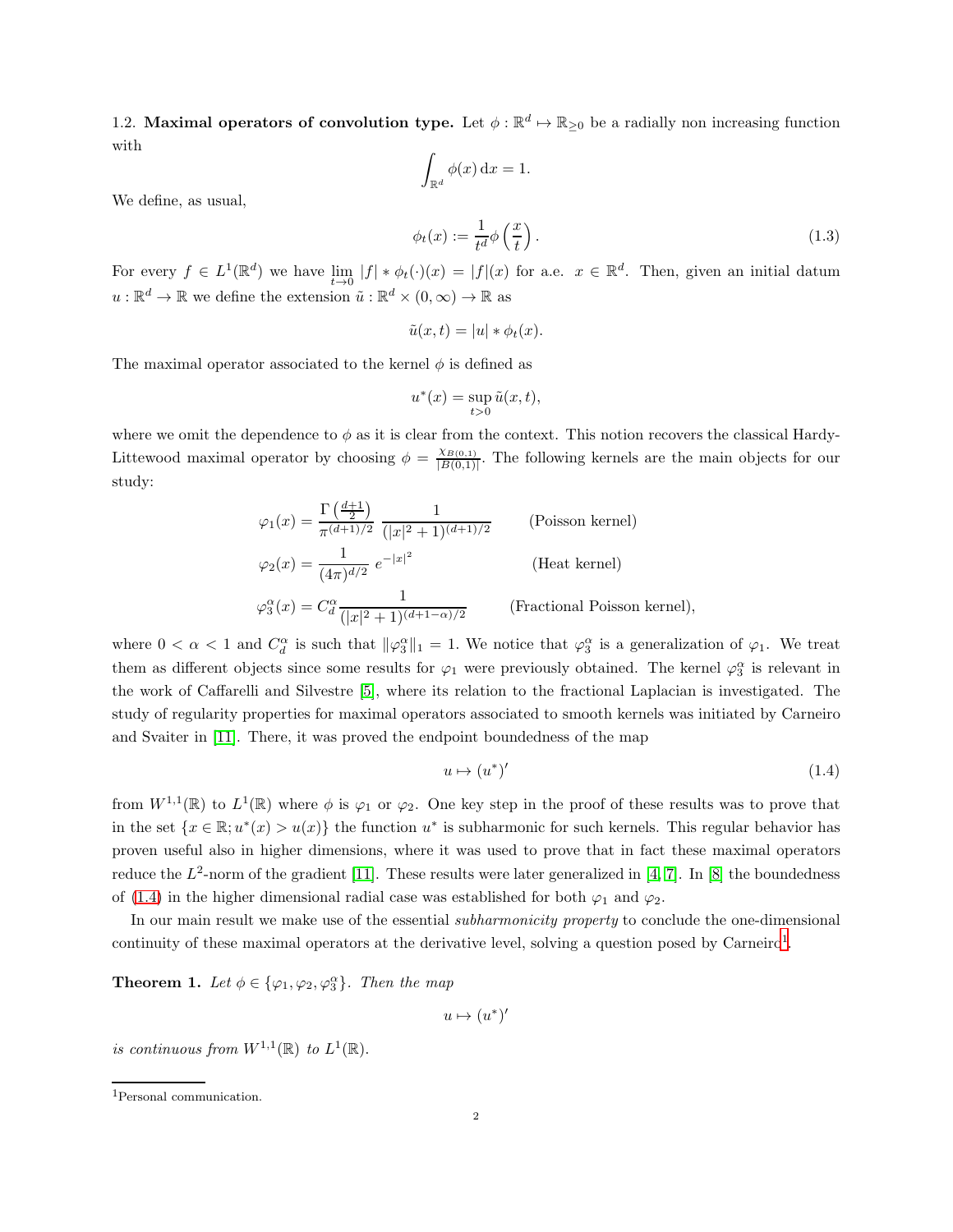1.2. **Maximal operators of convolution type.** Let $\phi : \mathbb{R}^d \mapsto \mathbb{R}_{\geq 0}$ be a radially non increasing function with

$$\int_{\mathbb{R}^d} \phi(x)\,\mathrm{d}x = 1.$$

We define, as usual,

$$\phi_t(x) := \frac{1}{t^d}\phi\left(\frac{x}{t}\right). \tag{1.3}$$

For every $f \in L^1(\mathbb{R}^d)$ we have $\lim_{t\to 0} |f| * \phi_t(\cdot)(x) = |f|(x)$ for a.e. $x \in \mathbb{R}^d$. Then, given an initial datum $u : \mathbb{R}^d \to \mathbb{R}$ we define the extension $\tilde{u} : \mathbb{R}^d \times (0,\infty) \to \mathbb{R}$ as

$$\tilde{u}(x,t) = |u| * \phi_t(x).$$

The maximal operator associated to the kernel $\phi$ is defined as

$$u^*(x) = \sup_{t>0} \tilde{u}(x,t),$$

where we omit the dependence to $\phi$ as it is clear from the context. This notion recovers the classical Hardy-Littewood maximal operator by choosing $\phi = \frac{\chi_{B(0,1)}}{|B(0,1)|}$. The following kernels are the main objects for our study:

$$\varphi_1(x) = \frac{\Gamma\left(\frac{d+1}{2}\right)}{\pi^{(d+1)/2}}\,\frac{1}{(|x|^2+1)^{(d+1)/2}} \qquad \text{(Poisson kernel)}$$

$$\varphi_2(x) = \frac{1}{(4\pi)^{d/2}}\,e^{-|x|^2} \qquad \text{(Heat kernel)}$$

$$\varphi_3^\alpha(x) = C_d^\alpha \frac{1}{(|x|^2+1)^{(d+1-\alpha)/2}} \qquad \text{(Fractional Poisson kernel)},$$

where $0 < \alpha < 1$ and $C_d^\alpha$ is such that $\|\varphi_3^\alpha\|_1 = 1$. We notice that $\varphi_3^\alpha$ is a generalization of $\varphi_1$. We treat them as different objects since some results for $\varphi_1$ were previously obtained. The kernel $\varphi_3^\alpha$ is relevant in the work of Caffarelli and Silvestre [5], where its relation to the fractional Laplacian is investigated. The study of regularity properties for maximal operators associated to smooth kernels was initiated by Carneiro and Svaiter in [11]. There, it was proved the endpoint boundedness of the map

$$u \mapsto (u^*)' \tag{1.4}$$

from $W^{1,1}(\mathbb{R})$ to $L^1(\mathbb{R})$ where $\phi$ is $\varphi_1$ or $\varphi_2$. One key step in the proof of these results was to prove that in the set $\{x \in \mathbb{R}; u^*(x) > u(x)\}$ the function $u^*$ is subharmonic for such kernels. This regular behavior has proven useful also in higher dimensions, where it was used to prove that in fact these maximal operators reduce the $L^2$-norm of the gradient [11]. These results were later generalized in [4, 7]. In [8] the boundedness of (1.4) in the higher dimensional radial case was established for both $\varphi_1$ and $\varphi_2$.

In our main result we make use of the essential *subharmonicity property* to conclude the one-dimensional continuity of these maximal operators at the derivative level, solving a question posed by Carneiro[1].

**Theorem 1.** *Let $\phi \in \{\varphi_1, \varphi_2, \varphi_3^\alpha\}$. Then the map*

$$u \mapsto (u^*)'$$

*is continuous from $W^{1,1}(\mathbb{R})$ to $L^1(\mathbb{R})$.*

[1]Personal communication.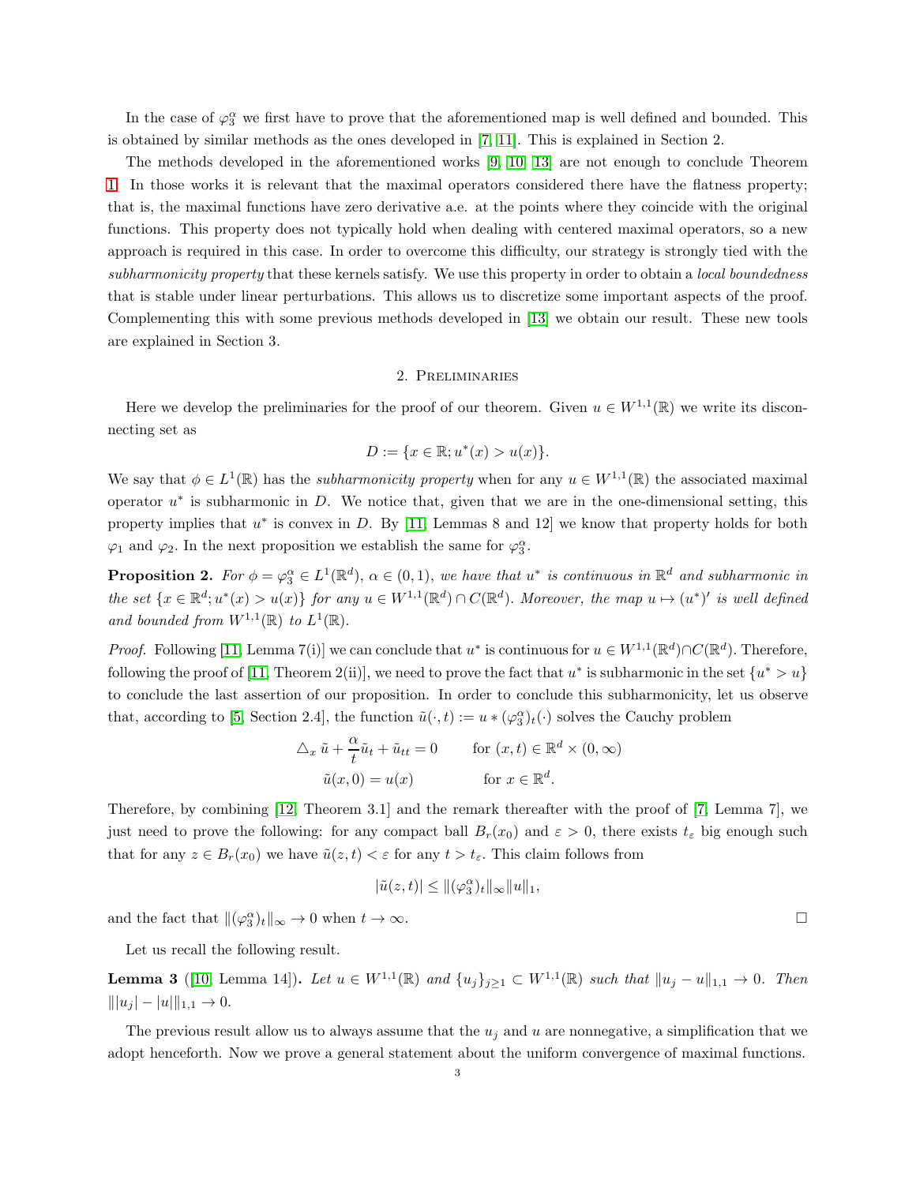In the case of $\varphi_3^\alpha$ we first have to prove that the aforementioned map is well defined and bounded. This is obtained by similar methods as the ones developed in [7, 11]. This is explained in Section 2.

The methods developed in the aforementioned works [9, 10, 13] are not enough to conclude Theorem 1. In those works it is relevant that the maximal operators considered there have the flatness property; that is, the maximal functions have zero derivative a.e. at the points where they coincide with the original functions. This property does not typically hold when dealing with centered maximal operators, so a new approach is required in this case. In order to overcome this difficulty, our strategy is strongly tied with the *subharmonicity property* that these kernels satisfy. We use this property in order to obtain a *local boundedness* that is stable under linear perturbations. This allows us to discretize some important aspects of the proof. Complementing this with some previous methods developed in [13] we obtain our result. These new tools are explained in Section 3.

## 2. Preliminaries

Here we develop the preliminaries for the proof of our theorem. Given $u \in W^{1,1}(\mathbb{R})$ we write its disconnecting set as

$$D := \{x \in \mathbb{R}; u^*(x) > u(x)\}.$$

We say that $\phi \in L^1(\mathbb{R})$ has the *subharmonicity property* when for any $u \in W^{1,1}(\mathbb{R})$ the associated maximal operator $u^*$ is subharmonic in $D$. We notice that, given that we are in the one-dimensional setting, this property implies that $u^*$ is convex in $D$. By [11, Lemmas 8 and 12] we know that property holds for both $\varphi_1$ and $\varphi_2$. In the next proposition we establish the same for $\varphi_3^\alpha$.

**Proposition 2.** *For $\phi = \varphi_3^\alpha \in L^1(\mathbb{R}^d)$, $\alpha \in (0,1)$, we have that $u^*$ is continuous in $\mathbb{R}^d$ and subharmonic in the set $\{x \in \mathbb{R}^d; u^*(x) > u(x)\}$ for any $u \in W^{1,1}(\mathbb{R}^d) \cap C(\mathbb{R}^d)$. Moreover, the map $u \mapsto (u^*)'$ is well defined and bounded from $W^{1,1}(\mathbb{R})$ to $L^1(\mathbb{R})$.*

*Proof.* Following [11, Lemma 7(i)] we can conclude that $u^*$ is continuous for $u \in W^{1,1}(\mathbb{R}^d) \cap C(\mathbb{R}^d)$. Therefore, following the proof of [11, Theorem 2(ii)], we need to prove the fact that $u^*$ is subharmonic in the set $\{u^* > u\}$ to conclude the last assertion of our proposition. In order to conclude this subharmonicity, let us observe that, according to [5, Section 2.4], the function $\tilde{u}(\cdot, t) := u * (\varphi_3^\alpha)_t(\cdot)$ solves the Cauchy problem

$$\begin{aligned} \triangle_x \tilde{u} + \frac{\alpha}{t}\tilde{u}_t + \tilde{u}_{tt} = 0 \qquad & \text{for } (x,t) \in \mathbb{R}^d \times (0,\infty) \\ \tilde{u}(x,0) = u(x) \qquad & \text{for } x \in \mathbb{R}^d. \end{aligned}$$

Therefore, by combining [12, Theorem 3.1] and the remark thereafter with the proof of [7, Lemma 7], we just need to prove the following: for any compact ball $B_r(x_0)$ and $\varepsilon > 0$, there exists $t_\varepsilon$ big enough such that for any $z \in B_r(x_0)$ we have $\tilde{u}(z,t) < \varepsilon$ for any $t > t_\varepsilon$. This claim follows from

$$|\tilde{u}(z,t)| \leq \|(\varphi_3^\alpha)_t\|_\infty \|u\|_1,$$

and the fact that $\|(\varphi_3^\alpha)_t\|_\infty \to 0$ when $t \to \infty$. $\square$

Let us recall the following result.

**Lemma 3** ([10, Lemma 14])**.** *Let $u \in W^{1,1}(\mathbb{R})$ and $\{u_j\}_{j\geq 1} \subset W^{1,1}(\mathbb{R})$ such that $\|u_j - u\|_{1,1} \to 0$. Then $\||u_j| - |u|\|_{1,1} \to 0$.*

The previous result allow us to always assume that the $u_j$ and $u$ are nonnegative, a simplification that we adopt henceforth. Now we prove a general statement about the uniform convergence of maximal functions.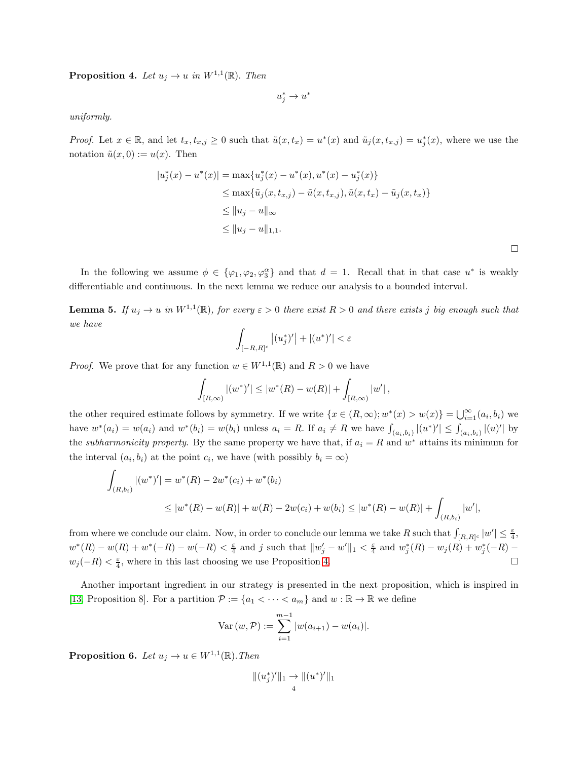**Proposition 4.** *Let $u_j \to u$ in $W^{1,1}(\mathbb{R})$. Then*

$$u_j^* \to u^*$$

*uniformly.*

*Proof.* Let $x \in \mathbb{R}$, and let $t_x, t_{x,j} \geq 0$ such that $\tilde{u}(x, t_x) = u^*(x)$ and $\tilde{u}_j(x, t_{x,j}) = u_j^*(x)$, where we use the notation $\tilde{u}(x, 0) := u(x)$. Then

$$\begin{aligned}
|u_j^*(x) - u^*(x)| &= \max\{u_j^*(x) - u^*(x), u^*(x) - u_j^*(x)\} \\
&\leq \max\{\tilde{u}_j(x, t_{x,j}) - \tilde{u}(x, t_{x,j}), \tilde{u}(x, t_x) - \tilde{u}_j(x, t_x)\} \\
&\leq \|u_j - u\|_\infty \\
&\leq \|u_j - u\|_{1,1}.
\end{aligned}$$

□

In the following we assume $\phi \in \{\varphi_1, \varphi_2, \varphi_3^\alpha\}$ and that $d = 1$. Recall that in that case $u^*$ is weakly differentiable and continuous. In the next lemma we reduce our analysis to a bounded interval.

**Lemma 5.** *If $u_j \to u$ in $W^{1,1}(\mathbb{R})$, for every $\varepsilon > 0$ there exist $R > 0$ and there exists $j$ big enough such that we have*

$$\int_{[-R,R]^c} \left|(u_j^*)'\right| + |(u^*)'| < \varepsilon$$

*Proof.* We prove that for any function $w \in W^{1,1}(\mathbb{R})$ and $R > 0$ we have

$$\int_{[R,\infty)} |(w^*)'| \leq |w^*(R) - w(R)| + \int_{[R,\infty)} |w'|,$$

the other required estimate follows by symmetry. If we write $\{x \in (R, \infty); w^*(x) > w(x)\} = \bigcup_{i=1}^\infty (a_i, b_i)$ we have $w^*(a_i) = w(a_i)$ and $w^*(b_i) = w(b_i)$ unless $a_i = R$. If $a_i \neq R$ we have $\int_{(a_i,b_i)} |(u^*)'| \leq \int_{(a_i,b_i)} |(u)'|$ by the *subharmonicity property*. By the same property we have that, if $a_i = R$ and $w^*$ attains its minimum for the interval $(a_i, b_i)$ at the point $c_i$, we have (with possibly $b_i = \infty$)

$$\begin{aligned}
\int_{(R,b_i)} |(w^*)'| &= w^*(R) - 2w^*(c_i) + w^*(b_i) \\
&\leq |w^*(R) - w(R)| + w(R) - 2w(c_i) + w(b_i) \leq |w^*(R) - w(R)| + \int_{(R,b_i)} |w'|,
\end{aligned}$$

from where we conclude our claim. Now, in order to conclude our lemma we take $R$ such that $\int_{[R,R]^c} |w'| \leq \frac{\varepsilon}{4}$, $w^*(R) - w(R) + w^*(-R) - w(-R) < \frac{\varepsilon}{4}$ and $j$ such that $\|w_j' - w'\|_1 < \frac{\varepsilon}{4}$ and $w_j^*(R) - w_j(R) + w_j^*(-R) - w_j(-R) < \frac{\varepsilon}{4}$, where in this last choosing we use Proposition 4. □

Another important ingredient in our strategy is presented in the next proposition, which is inspired in [13, Proposition 8]. For a partition $\mathcal{P} := \{a_1 < \cdots < a_m\}$ and $w : \mathbb{R} \to \mathbb{R}$ we define

$$\mathrm{Var}\,(w, \mathcal{P}) := \sum_{i=1}^{m-1} |w(a_{i+1}) - w(a_i)|.$$

**Proposition 6.** *Let $u_j \to u \in W^{1,1}(\mathbb{R})$. Then*

$$\|(u_j^*)'\|_1 \to \|(u^*)'\|_1$$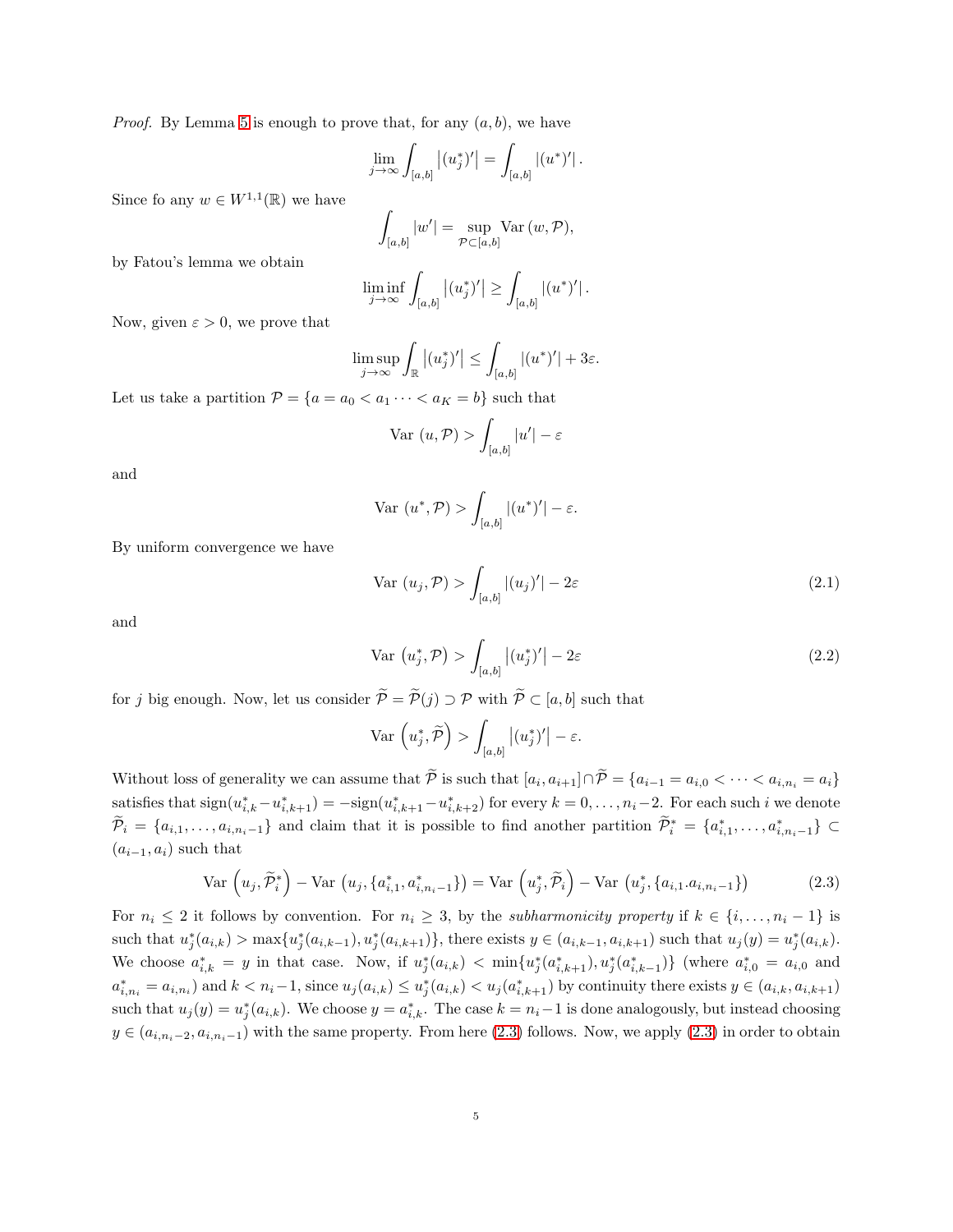*Proof.* By Lemma 5 is enough to prove that, for any $(a, b)$, we have

$$\lim_{j\to\infty} \int_{[a,b]} \left|(u_j^*)'\right| = \int_{[a,b]} |(u^*)'| \,.$$

Since fo any $w \in W^{1,1}(\mathbb{R})$ we have

$$\int_{[a,b]} |w'| = \sup_{\mathcal{P}\subset[a,b]} \mathrm{Var}\,(w, \mathcal{P}),$$

by Fatou's lemma we obtain

$$\liminf_{j\to\infty} \int_{[a,b]} \left|(u_j^*)'\right| \geq \int_{[a,b]} |(u^*)'| \,.$$

Now, given $\varepsilon > 0$, we prove that

$$\limsup_{j\to\infty} \int_{\mathbb{R}} \left|(u_j^*)'\right| \leq \int_{[a,b]} |(u^*)'| + 3\varepsilon.$$

Let us take a partition $\mathcal{P} = \{a = a_0 < a_1 \cdots < a_K = b\}$ such that

$$\mathrm{Var}\ (u, \mathcal{P}) > \int_{[a,b]} |u'| - \varepsilon$$

and

$$\mathrm{Var}\ (u^*, \mathcal{P}) > \int_{[a,b]} |(u^*)'| - \varepsilon.$$

By uniform convergence we have

$$\mathrm{Var}\ (u_j, \mathcal{P}) > \int_{[a,b]} |(u_j)'| - 2\varepsilon \tag{2.1}$$

and

$$\mathrm{Var}\ \left(u_j^*, \mathcal{P}\right) > \int_{[a,b]} \left|(u_j^*)'\right| - 2\varepsilon \tag{2.2}$$

for $j$ big enough. Now, let us consider $\widetilde{\mathcal{P}} = \widetilde{\mathcal{P}}(j) \supset \mathcal{P}$ with $\widetilde{\mathcal{P}} \subset [a, b]$ such that

$$\mathrm{Var}\ \left(u_j^*, \widetilde{\mathcal{P}}\right) > \int_{[a,b]} \left|(u_j^*)'\right| - \varepsilon.$$

Without loss of generality we can assume that $\widetilde{\mathcal{P}}$ is such that $[a_i, a_{i+1}] \cap \widetilde{\mathcal{P}} = \{a_{i-1} = a_{i,0} < \cdots < a_{i,n_i} = a_i\}$ satisfies that $\mathrm{sign}(u^*_{i,k} - u^*_{i,k+1}) = -\mathrm{sign}(u^*_{i,k+1} - u^*_{i,k+2})$ for every $k = 0, \ldots, n_i - 2$. For each such $i$ we denote $\widetilde{\mathcal{P}}_i = \{a_{i,1}, \ldots, a_{i,n_i-1}\}$ and claim that it is possible to find another partition $\widetilde{\mathcal{P}}_i^* = \{a^*_{i,1}, \ldots, a^*_{i,n_i-1}\} \subset (a_{i-1}, a_i)$ such that

$$\mathrm{Var}\ \left(u_j, \widetilde{\mathcal{P}}_i^*\right) - \mathrm{Var}\ \left(u_j, \{a^*_{i,1}, a^*_{i,n_i-1}\}\right) = \mathrm{Var}\ \left(u_j^*, \widetilde{\mathcal{P}}_i\right) - \mathrm{Var}\ \left(u_j^*, \{a_{i,1}.a_{i,n_i-1}\}\right) \tag{2.3}$$

For $n_i \leq 2$ it follows by convention. For $n_i \geq 3$, by the *subharmonicity property* if $k \in \{i, \ldots, n_i - 1\}$ is such that $u_j^*(a_{i,k}) > \max\{u_j^*(a_{i,k-1}), u_j^*(a_{i,k+1})\}$, there exists $y \in (a_{i,k-1}, a_{i,k+1})$ such that $u_j(y) = u_j^*(a_{i,k})$. We choose $a^*_{i,k} = y$ in that case. Now, if $u_j^*(a_{i,k}) < \min\{u_j^*(a^*_{i,k+1}), u_j^*(a^*_{i,k-1})\}$ (where $a^*_{i,0} = a_{i,0}$ and $a^*_{i,n_i} = a_{i,n_i}$) and $k < n_i - 1$, since $u_j(a_{i,k}) \leq u_j^*(a_{i,k}) < u_j(a^*_{i,k+1})$ by continuity there exists $y \in (a_{i,k}, a_{i,k+1})$ such that $u_j(y) = u_j^*(a_{i,k})$. We choose $y = a^*_{i,k}$. The case $k = n_i - 1$ is done analogously, but instead choosing $y \in (a_{i,n_i-2}, a_{i,n_i-1})$ with the same property. From here (2.3) follows. Now, we apply (2.3) in order to obtain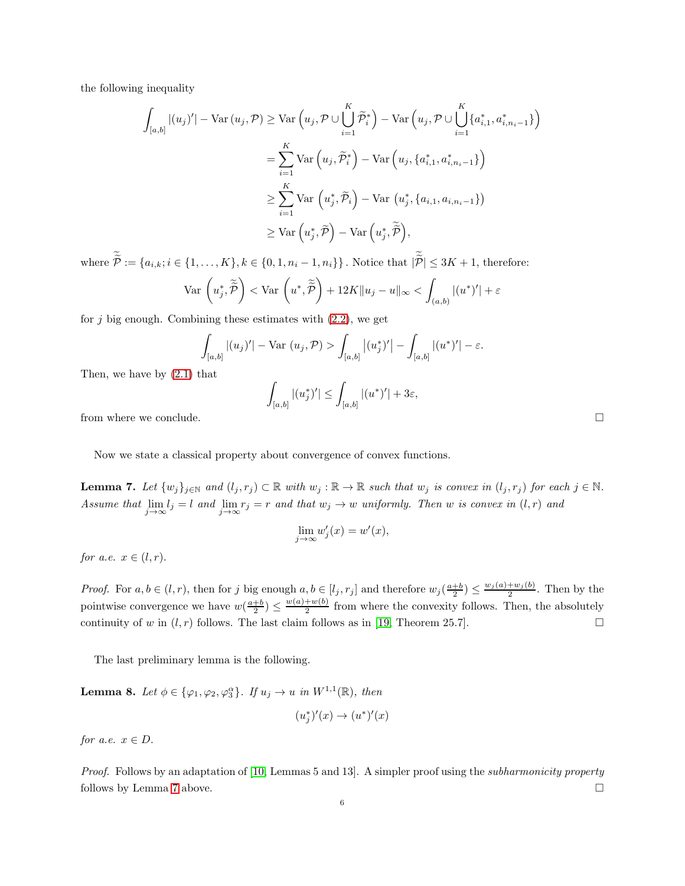the following inequality

$$
\begin{aligned}
\int_{[a,b]} |(u_j)'| - \mathrm{Var}\,(u_j, \mathcal{P}) &\geq \mathrm{Var}\left(u_j, \mathcal{P} \cup \bigcup_{i=1}^{K} \widetilde{\mathcal{P}}_i^*\right) - \mathrm{Var}\left(u_j, \mathcal{P} \cup \bigcup_{i=1}^{K} \{a_{i,1}^*, a_{i,n_i-1}^*\}\right) \\
&= \sum_{i=1}^{K} \mathrm{Var}\left(u_j, \widetilde{\mathcal{P}}_i^*\right) - \mathrm{Var}\left(u_j, \{a_{i,1}^*, a_{i,n_i-1}^*\}\right) \\
&\geq \sum_{i=1}^{K} \mathrm{Var}\,\left(u_j^*, \widetilde{\mathcal{P}}_i\right) - \mathrm{Var}\,\left(u_j^*, \{a_{i,1}, a_{i,n_i-1}\}\right) \\
&\geq \mathrm{Var}\,\left(u_j^*, \widetilde{\mathcal{P}}\right) - \mathrm{Var}\,\left(u_j^*, \widetilde{\widetilde{\mathcal{P}}}\right),
\end{aligned}
$$

where $\widetilde{\widetilde{\mathcal{P}}} := \{a_{i,k}; i \in \{1, \ldots, K\}, k \in \{0, 1, n_i - 1, n_i\}\}$. Notice that $|\widetilde{\widetilde{\mathcal{P}}}| \leq 3K + 1$, therefore:

$$
\mathrm{Var}\,\left(u_j^*, \widetilde{\widetilde{\mathcal{P}}}\right) < \mathrm{Var}\,\left(u^*, \widetilde{\widetilde{\mathcal{P}}}\right) + 12K\|u_j - u\|_\infty < \int_{(a,b)} |(u^*)'| + \varepsilon
$$

for $j$ big enough. Combining these estimates with (2.2), we get

$$
\int_{[a,b]} |(u_j)'| - \mathrm{Var}\,(u_j, \mathcal{P}) > \int_{[a,b]} \left|(u_j^*)'\right| - \int_{[a,b]} |(u^*)'| - \varepsilon.
$$

Then, we have by (2.1) that

$$
\int_{[a,b]} |(u_j^*)'| \leq \int_{[a,b]} |(u^*)'| + 3\varepsilon,
$$

from where we conclude. $\square$

Now we state a classical property about convergence of convex functions.

**Lemma 7.** *Let $\{w_j\}_{j\in\mathbb{N}}$ and $(l_j, r_j) \subset \mathbb{R}$ with $w_j : \mathbb{R} \to \mathbb{R}$ such that $w_j$ is convex in $(l_j, r_j)$ for each $j \in \mathbb{N}$. Assume that $\lim_{j\to\infty} l_j = l$ and $\lim_{j\to\infty} r_j = r$ and that $w_j \to w$ uniformly. Then $w$ is convex in $(l, r)$ and*

$$
\lim_{j\to\infty} w_j'(x) = w'(x),
$$

*for a.e. $x \in (l, r)$.*

*Proof.* For $a, b \in (l, r)$, then for $j$ big enough $a, b \in [l_j, r_j]$ and therefore $w_j(\frac{a+b}{2}) \leq \frac{w_j(a)+w_j(b)}{2}$. Then by the pointwise convergence we have $w(\frac{a+b}{2}) \leq \frac{w(a)+w(b)}{2}$ from where the convexity follows. Then, the absolutely continuity of $w$ in $(l, r)$ follows. The last claim follows as in [19, Theorem 25.7]. $\square$

The last preliminary lemma is the following.

**Lemma 8.** *Let $\phi \in \{\varphi_1, \varphi_2, \varphi_3^\alpha\}$. If $u_j \to u$ in $W^{1,1}(\mathbb{R})$, then*

$$
(u_j^*)'(x) \to (u^*)'(x)
$$

*for a.e. $x \in D$.*

*Proof.* Follows by an adaptation of [10, Lemmas 5 and 13]. A simpler proof using the *subharmonicity property* follows by Lemma 7 above. $\square$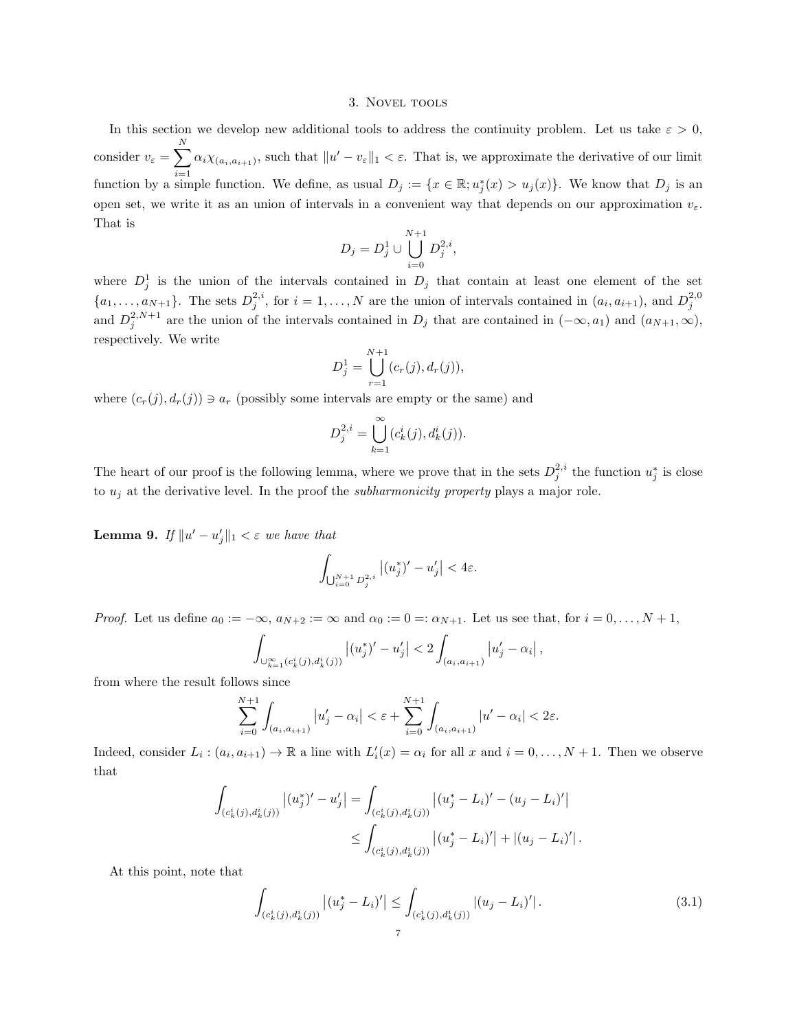## 3. Novel tools

In this section we develop new additional tools to address the continuity problem. Let us take $\varepsilon > 0$, consider $v_\varepsilon = \sum_{i=1}^{N} \alpha_i \chi_{(a_i, a_{i+1})}$, such that $\|u' - v_\varepsilon\|_1 < \varepsilon$. That is, we approximate the derivative of our limit function by a simple function. We define, as usual $D_j := \{x \in \mathbb{R}; u_j^*(x) > u_j(x)\}$. We know that $D_j$ is an open set, we write it as an union of intervals in a convenient way that depends on our approximation $v_\varepsilon$. That is

$$D_j = D_j^1 \cup \bigcup_{i=0}^{N+1} D_j^{2,i},$$

where $D_j^1$ is the union of the intervals contained in $D_j$ that contain at least one element of the set $\{a_1, \dots, a_{N+1}\}$. The sets $D_j^{2,i}$, for $i = 1, \dots, N$ are the union of intervals contained in $(a_i, a_{i+1})$, and $D_j^{2,0}$ and $D_j^{2,N+1}$ are the union of the intervals contained in $D_j$ that are contained in $(-\infty, a_1)$ and $(a_{N+1}, \infty)$, respectively. We write

$$D_j^1 = \bigcup_{r=1}^{N+1} (c_r(j), d_r(j)),$$

where $(c_r(j), d_r(j)) \ni a_r$ (possibly some intervals are empty or the same) and

$$D_j^{2,i} = \bigcup_{k=1}^{\infty} (c_k^i(j), d_k^i(j)).$$

The heart of our proof is the following lemma, where we prove that in the sets $D_j^{2,i}$ the function $u_j^*$ is close to $u_j$ at the derivative level. In the proof the *subharmonicity property* plays a major role.

**Lemma 9.** *If $\|u' - u_j'\|_1 < \varepsilon$ we have that*

$$\int_{\bigcup_{i=0}^{N+1} D_j^{2,i}} \left|(u_j^*)' - u_j'\right| < 4\varepsilon.$$

*Proof.* Let us define $a_0 := -\infty$, $a_{N+2} := \infty$ and $\alpha_0 := 0 =: \alpha_{N+1}$. Let us see that, for $i = 0, \dots, N+1$,

$$\int_{\cup_{k=1}^{\infty} (c_k^i(j), d_k^i(j))} \left|(u_j^*)' - u_j'\right| < 2 \int_{(a_i, a_{i+1})} \left|u_j' - \alpha_i\right|,$$

from where the result follows since

$$\sum_{i=0}^{N+1} \int_{(a_i, a_{i+1})} \left|u_j' - \alpha_i\right| < \varepsilon + \sum_{i=0}^{N+1} \int_{(a_i, a_{i+1})} \left|u' - \alpha_i\right| < 2\varepsilon.$$

Indeed, consider $L_i : (a_i, a_{i+1}) \to \mathbb{R}$ a line with $L_i'(x) = \alpha_i$ for all $x$ and $i = 0, \dots, N+1$. Then we observe that

$$\begin{aligned}
\int_{(c_k^i(j), d_k^i(j))} \left|(u_j^*)' - u_j'\right| &= \int_{(c_k^i(j), d_k^i(j))} \left|(u_j^* - L_i)' - (u_j - L_i)'\right| \\
&\leq \int_{(c_k^i(j), d_k^i(j))} \left|(u_j^* - L_i)'\right| + \left|(u_j - L_i)'\right|.
\end{aligned}$$

At this point, note that

$$\int_{(c_k^i(j), d_k^i(j))} \left|(u_j^* - L_i)'\right| \leq \int_{(c_k^i(j), d_k^i(j))} \left|(u_j - L_i)'\right|. \tag{3.1}$$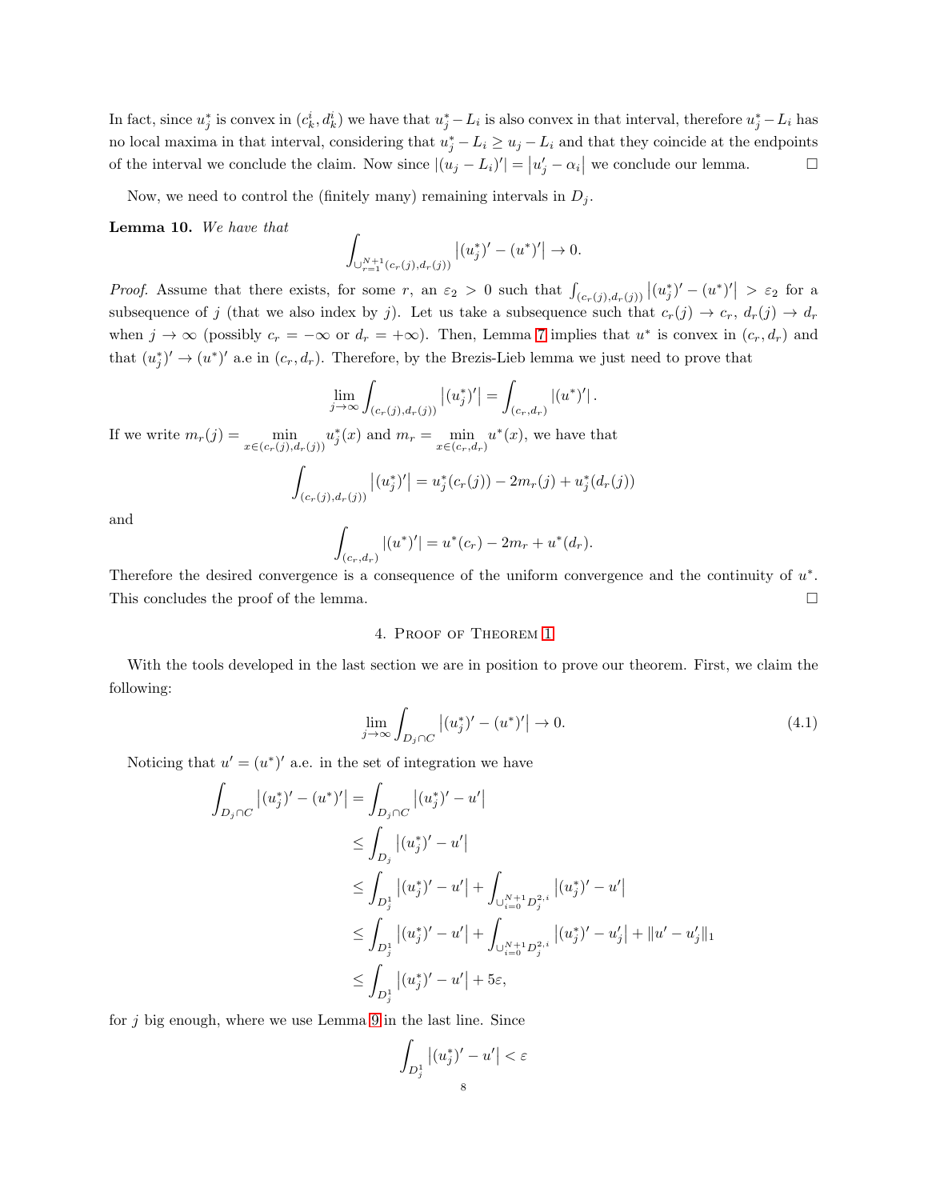In fact, since $u_j^*$ is convex in $(c_k^i, d_k^i)$ we have that $u_j^* - L_i$ is also convex in that interval, therefore $u_j^* - L_i$ has no local maxima in that interval, considering that $u_j^* - L_i \geq u_j - L_i$ and that they coincide at the endpoints of the interval we conclude the claim. Now since $|(u_j - L_i)'| = |u_j' - \alpha_i|$ we conclude our lemma. □

Now, we need to control the (finitely many) remaining intervals in $D_j$.

**Lemma 10.** *We have that*

$$\int_{\cup_{r=1}^{N+1}(c_r(j), d_r(j))} \left|(u_j^*)' - (u^*)'\right| \to 0.$$

*Proof.* Assume that there exists, for some $r$, an $\varepsilon_2 > 0$ such that $\int_{(c_r(j), d_r(j))} \left|(u_j^*)' - (u^*)'\right| > \varepsilon_2$ for a subsequence of $j$ (that we also index by $j$). Let us take a subsequence such that $c_r(j) \to c_r$, $d_r(j) \to d_r$ when $j \to \infty$ (possibly $c_r = -\infty$ or $d_r = +\infty$). Then, Lemma 7 implies that $u^*$ is convex in $(c_r, d_r)$ and that $(u_j^*)' \to (u^*)'$ a.e in $(c_r, d_r)$. Therefore, by the Brezis-Lieb lemma we just need to prove that

$$\lim_{j\to\infty} \int_{(c_r(j), d_r(j))} \left|(u_j^*)'\right| = \int_{(c_r, d_r)} |(u^*)'| \, .$$

If we write $m_r(j) = \min_{x \in (c_r(j), d_r(j))} u_j^*(x)$ and $m_r = \min_{x \in (c_r, d_r)} u^*(x)$, we have that

$$\int_{(c_r(j), d_r(j))} \left|(u_j^*)'\right| = u_j^*(c_r(j)) - 2m_r(j) + u_j^*(d_r(j))$$

and

$$\int_{(c_r, d_r)} |(u^*)'| = u^*(c_r) - 2m_r + u^*(d_r).$$

Therefore the desired convergence is a consequence of the uniform convergence and the continuity of $u^*$. This concludes the proof of the lemma. □

## 4. Proof of Theorem 1

With the tools developed in the last section we are in position to prove our theorem. First, we claim the following:

$$\lim_{j\to\infty} \int_{D_j \cap C} \left|(u_j^*)' - (u^*)'\right| \to 0. \tag{4.1}$$

Noticing that $u' = (u^*)'$ a.e. in the set of integration we have

$$\begin{aligned}
\int_{D_j \cap C} \left|(u_j^*)' - (u^*)'\right| &= \int_{D_j \cap C} \left|(u_j^*)' - u'\right| \\
&\leq \int_{D_j} \left|(u_j^*)' - u'\right| \\
&\leq \int_{D_j^1} \left|(u_j^*)' - u'\right| + \int_{\cup_{i=0}^{N+1} D_j^{2,i}} \left|(u_j^*)' - u'\right| \\
&\leq \int_{D_j^1} \left|(u_j^*)' - u'\right| + \int_{\cup_{i=0}^{N+1} D_j^{2,i}} \left|(u_j^*)' - u_j'\right| + \|u' - u_j'\|_1 \\
&\leq \int_{D_j^1} \left|(u_j^*)' - u'\right| + 5\varepsilon,
\end{aligned}$$

for $j$ big enough, where we use Lemma 9 in the last line. Since

$$\int_{D_j^1} \left|(u_j^*)' - u'\right| < \varepsilon$$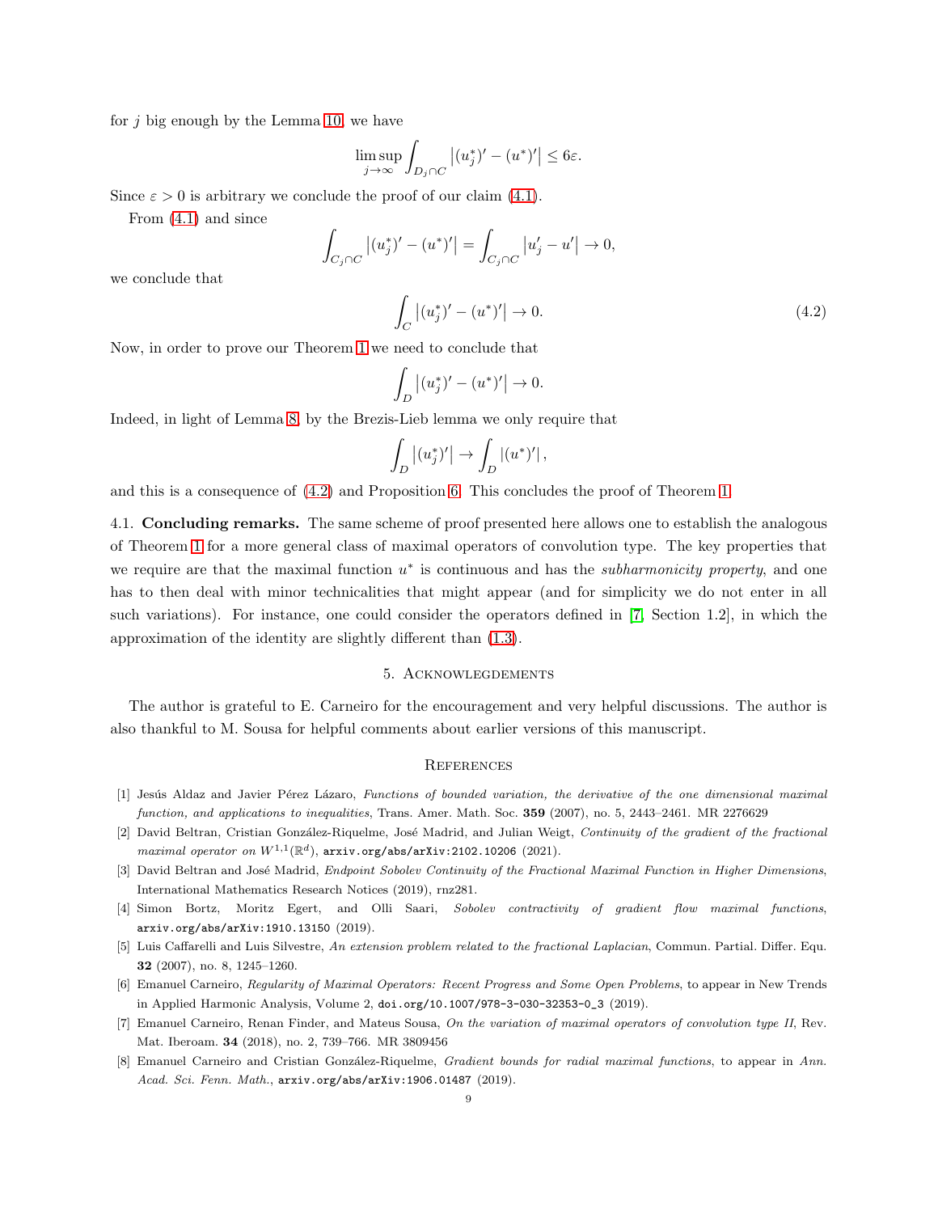for $j$ big enough by the Lemma 10, we have

$$\limsup_{j\to\infty} \int_{D_j\cap C} \left|(u_j^*)' - (u^*)'\right| \leq 6\varepsilon.$$

Since $\varepsilon > 0$ is arbitrary we conclude the proof of our claim (4.1).

From (4.1) and since

$$\int_{C_j\cap C} \left|(u_j^*)' - (u^*)'\right| = \int_{C_j\cap C} \left|u_j' - u'\right| \to 0,$$

we conclude that

$$\int_{C} \left|(u_j^*)' - (u^*)'\right| \to 0. \tag{4.2}$$

Now, in order to prove our Theorem 1 we need to conclude that

$$\int_{D} \left|(u_j^*)' - (u^*)'\right| \to 0.$$

Indeed, in light of Lemma 8, by the Brezis-Lieb lemma we only require that

$$\int_{D} \left|(u_j^*)'\right| \to \int_{D} \left|(u^*)'\right|,$$

and this is a consequence of (4.2) and Proposition 6. This concludes the proof of Theorem 1.

4.1. **Concluding remarks.** The same scheme of proof presented here allows one to establish the analogous of Theorem 1 for a more general class of maximal operators of convolution type. The key properties that we require are that the maximal function $u^*$ is continuous and has the *subharmonicity property*, and one has to then deal with minor technicalities that might appear (and for simplicity we do not enter in all such variations). For instance, one could consider the operators defined in [7, Section 1.2], in which the approximation of the identity are slightly different than (1.3).

## 5. Acknowledgements

The author is grateful to E. Carneiro for the encouragement and very helpful discussions. The author is also thankful to M. Sousa for helpful comments about earlier versions of this manuscript.

## References

[1] Jesús Aldaz and Javier Pérez Lázaro, *Functions of bounded variation, the derivative of the one dimensional maximal function, and applications to inequalities*, Trans. Amer. Math. Soc. **359** (2007), no. 5, 2443–2461. MR 2276629

[2] David Beltran, Cristian González-Riquelme, José Madrid, and Julian Weigt, *Continuity of the gradient of the fractional maximal operator on $W^{1,1}(\mathbb{R}^d)$*, arxiv.org/abs/arXiv:2102.10206 (2021).

[3] David Beltran and José Madrid, *Endpoint Sobolev Continuity of the Fractional Maximal Function in Higher Dimensions*, International Mathematics Research Notices (2019), rnz281.

[4] Simon Bortz, Moritz Egert, and Olli Saari, *Sobolev contractivity of gradient flow maximal functions*, arxiv.org/abs/arXiv:1910.13150 (2019).

[5] Luis Caffarelli and Luis Silvestre, *An extension problem related to the fractional Laplacian*, Commun. Partial. Differ. Equ. **32** (2007), no. 8, 1245–1260.

[6] Emanuel Carneiro, *Regularity of Maximal Operators: Recent Progress and Some Open Problems*, to appear in New Trends in Applied Harmonic Analysis, Volume 2, doi.org/10.1007/978-3-030-32353-0_3 (2019).

[7] Emanuel Carneiro, Renan Finder, and Mateus Sousa, *On the variation of maximal operators of convolution type II*, Rev. Mat. Iberoam. **34** (2018), no. 2, 739–766. MR 3809456

[8] Emanuel Carneiro and Cristian González-Riquelme, *Gradient bounds for radial maximal functions*, to appear in *Ann. Acad. Sci. Fenn. Math.*, arxiv.org/abs/arXiv:1906.01487 (2019).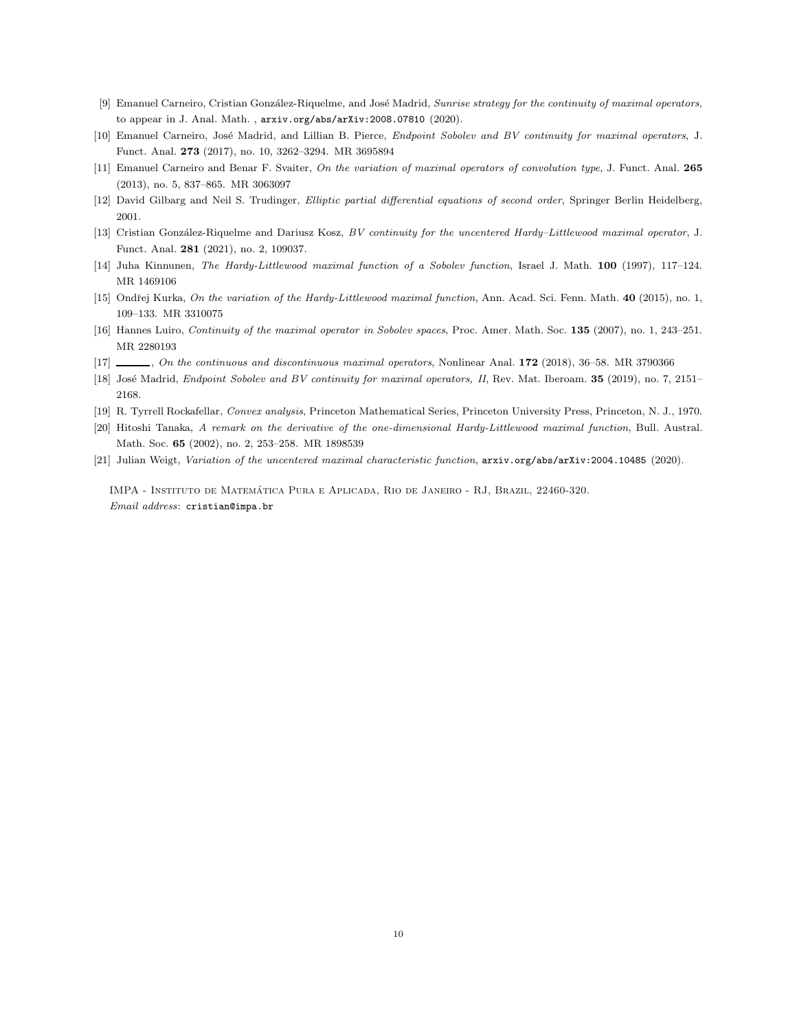[9] Emanuel Carneiro, Cristian González-Riquelme, and José Madrid, *Sunrise strategy for the continuity of maximal operators*, to appear in J. Anal. Math. , `arxiv.org/abs/arXiv:2008.07810` (2020).

[10] Emanuel Carneiro, José Madrid, and Lillian B. Pierce, *Endpoint Sobolev and BV continuity for maximal operators*, J. Funct. Anal. **273** (2017), no. 10, 3262–3294. MR 3695894

[11] Emanuel Carneiro and Benar F. Svaiter, *On the variation of maximal operators of convolution type*, J. Funct. Anal. **265** (2013), no. 5, 837–865. MR 3063097

[12] David Gilbarg and Neil S. Trudinger, *Elliptic partial differential equations of second order*, Springer Berlin Heidelberg, 2001.

[13] Cristian González-Riquelme and Dariusz Kosz, *BV continuity for the uncentered Hardy–Littlewood maximal operator*, J. Funct. Anal. **281** (2021), no. 2, 109037.

[14] Juha Kinnunen, *The Hardy-Littlewood maximal function of a Sobolev function*, Israel J. Math. **100** (1997), 117–124. MR 1469106

[15] Ondřej Kurka, *On the variation of the Hardy-Littlewood maximal function*, Ann. Acad. Sci. Fenn. Math. **40** (2015), no. 1, 109–133. MR 3310075

[16] Hannes Luiro, *Continuity of the maximal operator in Sobolev spaces*, Proc. Amer. Math. Soc. **135** (2007), no. 1, 243–251. MR 2280193

[17] ______, *On the continuous and discontinuous maximal operators*, Nonlinear Anal. **172** (2018), 36–58. MR 3790366

[18] José Madrid, *Endpoint Sobolev and BV continuity for maximal operators, II*, Rev. Mat. Iberoam. **35** (2019), no. 7, 2151–2168.

[19] R. Tyrrell Rockafellar, *Convex analysis*, Princeton Mathematical Series, Princeton University Press, Princeton, N. J., 1970.

[20] Hitoshi Tanaka, *A remark on the derivative of the one-dimensional Hardy-Littlewood maximal function*, Bull. Austral. Math. Soc. **65** (2002), no. 2, 253–258. MR 1898539

[21] Julian Weigt, *Variation of the uncentered maximal characteristic function*, `arxiv.org/abs/arXiv:2004.10485` (2020).

IMPA - Instituto de Matemática Pura e Aplicada, Rio de Janeiro - RJ, Brazil, 22460-320.
*Email address*: `cristian@impa.br`